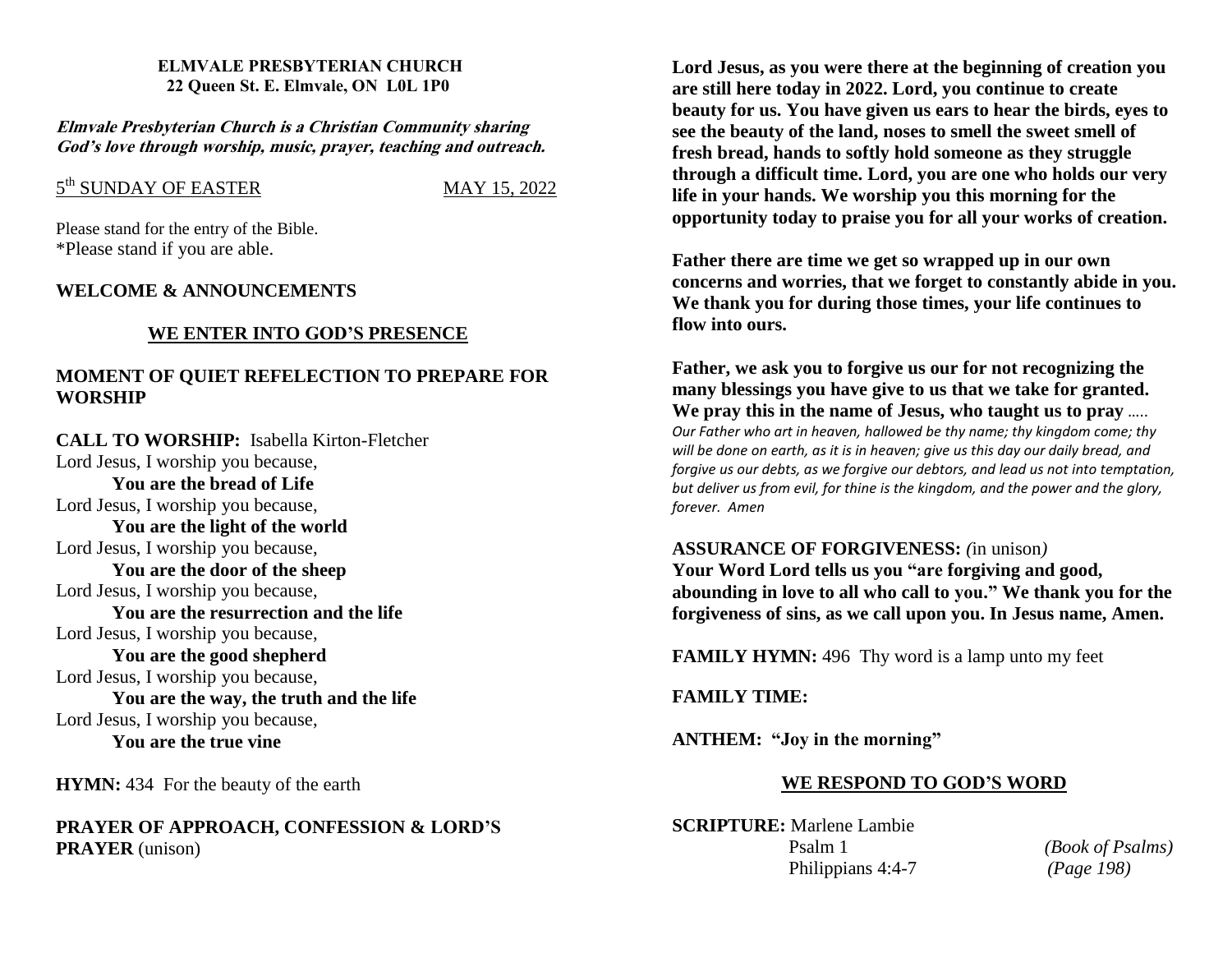**ELMVALE PRESBYTERIAN CHURCH**
**22 Queen St. E. Elmvale, ON L0L 1P0**

***Elmvale Presbyterian Church is a Christian Community sharing God's love through worship, music, prayer, teaching and outreach.***

5th SUNDAY OF EASTER — MAY 15, 2022

Please stand for the entry of the Bible.
*Please stand if you are able.

**WELCOME & ANNOUNCEMENTS**

## WE ENTER INTO GOD'S PRESENCE

**MOMENT OF QUIET REFELECTION TO PREPARE FOR WORSHIP**

**CALL TO WORSHIP:** Isabella Kirton-Fletcher
Lord Jesus, I worship you because,
**You are the bread of Life**
Lord Jesus, I worship you because,
**You are the light of the world**
Lord Jesus, I worship you because,
**You are the door of the sheep**
Lord Jesus, I worship you because,
**You are the resurrection and the life**
Lord Jesus, I worship you because,
**You are the good shepherd**
Lord Jesus, I worship you because,
**You are the way, the truth and the life**
Lord Jesus, I worship you because,
**You are the true vine**

**HYMN:** 434 For the beauty of the earth

**PRAYER OF APPROACH, CONFESSION & LORD'S PRAYER** (unison)

**Lord Jesus, as you were there at the beginning of creation you are still here today in 2022. Lord, you continue to create beauty for us. You have given us ears to hear the birds, eyes to see the beauty of the land, noses to smell the sweet smell of fresh bread, hands to softly hold someone as they struggle through a difficult time. Lord, you are one who holds our very life in your hands. We worship you this morning for the opportunity today to praise you for all your works of creation.**

**Father there are time we get so wrapped up in our own concerns and worries, that we forget to constantly abide in you. We thank you for during those times, your life continues to flow into ours.**

**Father, we ask you to forgive us our for not recognizing the many blessings you have give to us that we take for granted. We pray this in the name of Jesus, who taught us to pray** …..
*Our Father who art in heaven, hallowed be thy name; thy kingdom come; thy will be done on earth, as it is in heaven; give us this day our daily bread, and forgive us our debts, as we forgive our debtors, and lead us not into temptation, but deliver us from evil, for thine is the kingdom, and the power and the glory, forever. Amen*

**ASSURANCE OF FORGIVENESS:** *(*in unison*)*
**Your Word Lord tells us you "are forgiving and good, abounding in love to all who call to you." We thank you for the forgiveness of sins, as we call upon you. In Jesus name, Amen.**

**FAMILY HYMN:** 496 Thy word is a lamp unto my feet

**FAMILY TIME:**

**ANTHEM: "Joy in the morning"**

## WE RESPOND TO GOD'S WORD

**SCRIPTURE:** Marlene Lambie
Psalm 1 — *(Book of Psalms)*
Philippians 4:4-7 — *(Page 198)*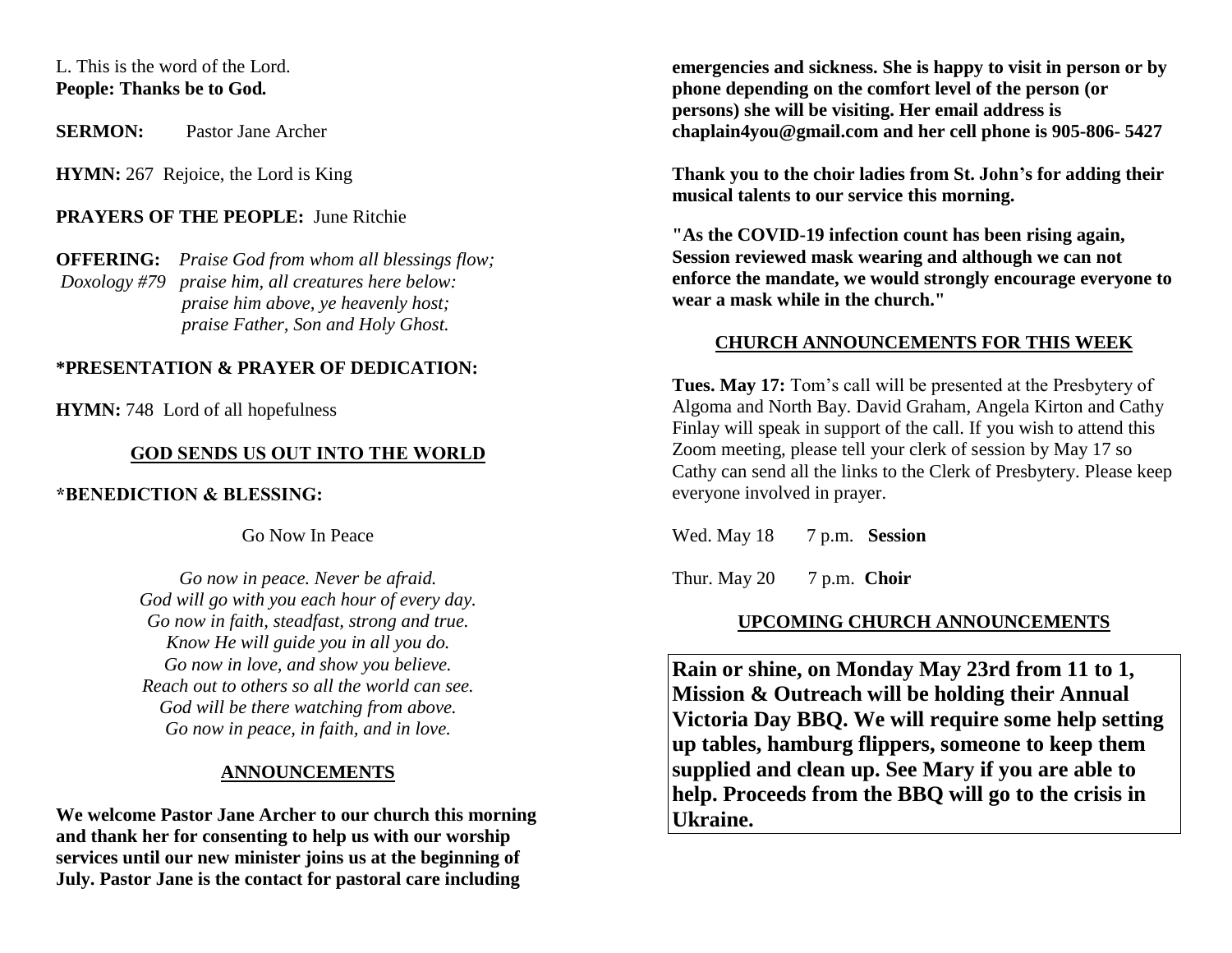L. This is the word of the Lord.
**People: Thanks be to God.**

**SERMON:** Pastor Jane Archer

**HYMN:** 267 Rejoice, the Lord is King

**PRAYERS OF THE PEOPLE:** June Ritchie

**OFFERING:** *Praise God from whom all blessings flow;*
*Doxology #79 praise him, all creatures here below:*
*praise him above, ye heavenly host;*
*praise Father, Son and Holy Ghost.*

**\*PRESENTATION & PRAYER OF DEDICATION:**

**HYMN:** 748 Lord of all hopefulness

## GOD SENDS US OUT INTO THE WORLD

**\*BENEDICTION & BLESSING:**

Go Now In Peace

*Go now in peace. Never be afraid.*
*God will go with you each hour of every day.*
*Go now in faith, steadfast, strong and true.*
*Know He will guide you in all you do.*
*Go now in love, and show you believe.*
*Reach out to others so all the world can see.*
*God will be there watching from above.*
*Go now in peace, in faith, and in love.*

## ANNOUNCEMENTS

**We welcome Pastor Jane Archer to our church this morning and thank her for consenting to help us with our worship services until our new minister joins us at the beginning of July. Pastor Jane is the contact for pastoral care including emergencies and sickness. She is happy to visit in person or by phone depending on the comfort level of the person (or persons) she will be visiting. Her email address is chaplain4you@gmail.com and her cell phone is 905-806- 5427**

**Thank you to the choir ladies from St. John's for adding their musical talents to our service this morning.**

**"As the COVID-19 infection count has been rising again, Session reviewed mask wearing and although we can not enforce the mandate, we would strongly encourage everyone to wear a mask while in the church."**

## CHURCH ANNOUNCEMENTS FOR THIS WEEK

**Tues. May 17:** Tom's call will be presented at the Presbytery of Algoma and North Bay. David Graham, Angela Kirton and Cathy Finlay will speak in support of the call. If you wish to attend this Zoom meeting, please tell your clerk of session by May 17 so Cathy can send all the links to the Clerk of Presbytery. Please keep everyone involved in prayer.

Wed. May 18 7 p.m. **Session**

Thur. May 20 7 p.m. **Choir**

## UPCOMING CHURCH ANNOUNCEMENTS

**Rain or shine, on Monday May 23rd from 11 to 1, Mission & Outreach will be holding their Annual Victoria Day BBQ. We will require some help setting up tables, hamburg flippers, someone to keep them supplied and clean up. See Mary if you are able to help. Proceeds from the BBQ will go to the crisis in Ukraine.**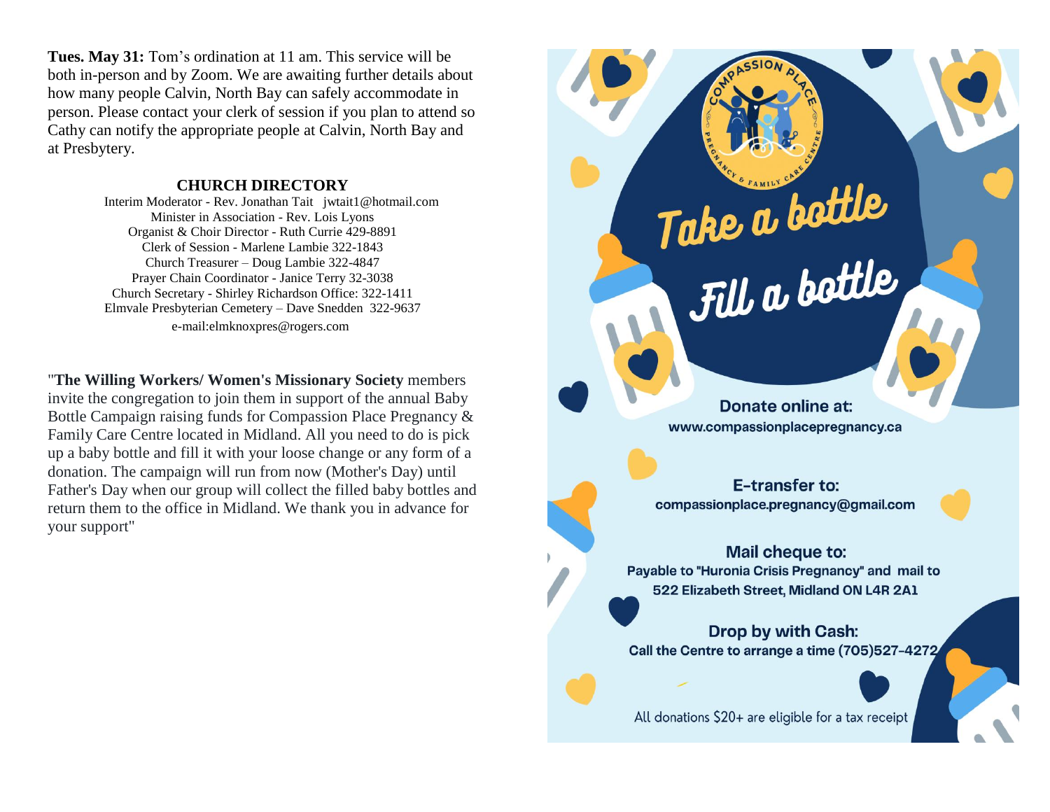**Tues. May 31:** Tom's ordination at 11 am. This service will be both in-person and by Zoom. We are awaiting further details about how many people Calvin, North Bay can safely accommodate in person. Please contact your clerk of session if you plan to attend so Cathy can notify the appropriate people at Calvin, North Bay and at Presbytery.

## CHURCH DIRECTORY

Interim Moderator - Rev. Jonathan Tait jwtait1@hotmail.com
Minister in Association - Rev. Lois Lyons
Organist & Choir Director - Ruth Currie 429-8891
Clerk of Session - Marlene Lambie 322-1843
Church Treasurer – Doug Lambie 322-4847
Prayer Chain Coordinator - Janice Terry 32-3038
Church Secretary - Shirley Richardson Office: 322-1411
Elmvale Presbyterian Cemetery – Dave Snedden 322-9637
e-mail:elmknoxpres@rogers.com

"**The Willing Workers/ Women's Missionary Society** members invite the congregation to join them in support of the annual Baby Bottle Campaign raising funds for Compassion Place Pregnancy & Family Care Centre located in Midland. All you need to do is pick up a baby bottle and fill it with your loose change or any form of a donation. The campaign will run from now (Mother's Day) until Father's Day when our group will collect the filled baby bottles and return them to the office in Midland. We thank you in advance for your support"

COMPASSION PLACE PREGNANCY & FAMILY CARE CENTRE

# Take a bottle Fill a bottle

**Donate online at:**
**www.compassionplacepregnancy.ca**

**E-transfer to:**
**compassionplace.pregnancy@gmail.com**

**Mail cheque to:**
**Payable to "Huronia Crisis Pregnancy" and mail to 522 Elizabeth Street, Midland ON L4R 2A1**

**Drop by with Cash:**
**Call the Centre to arrange a time (705)527-4272**

All donations $20+ are eligible for a tax receipt